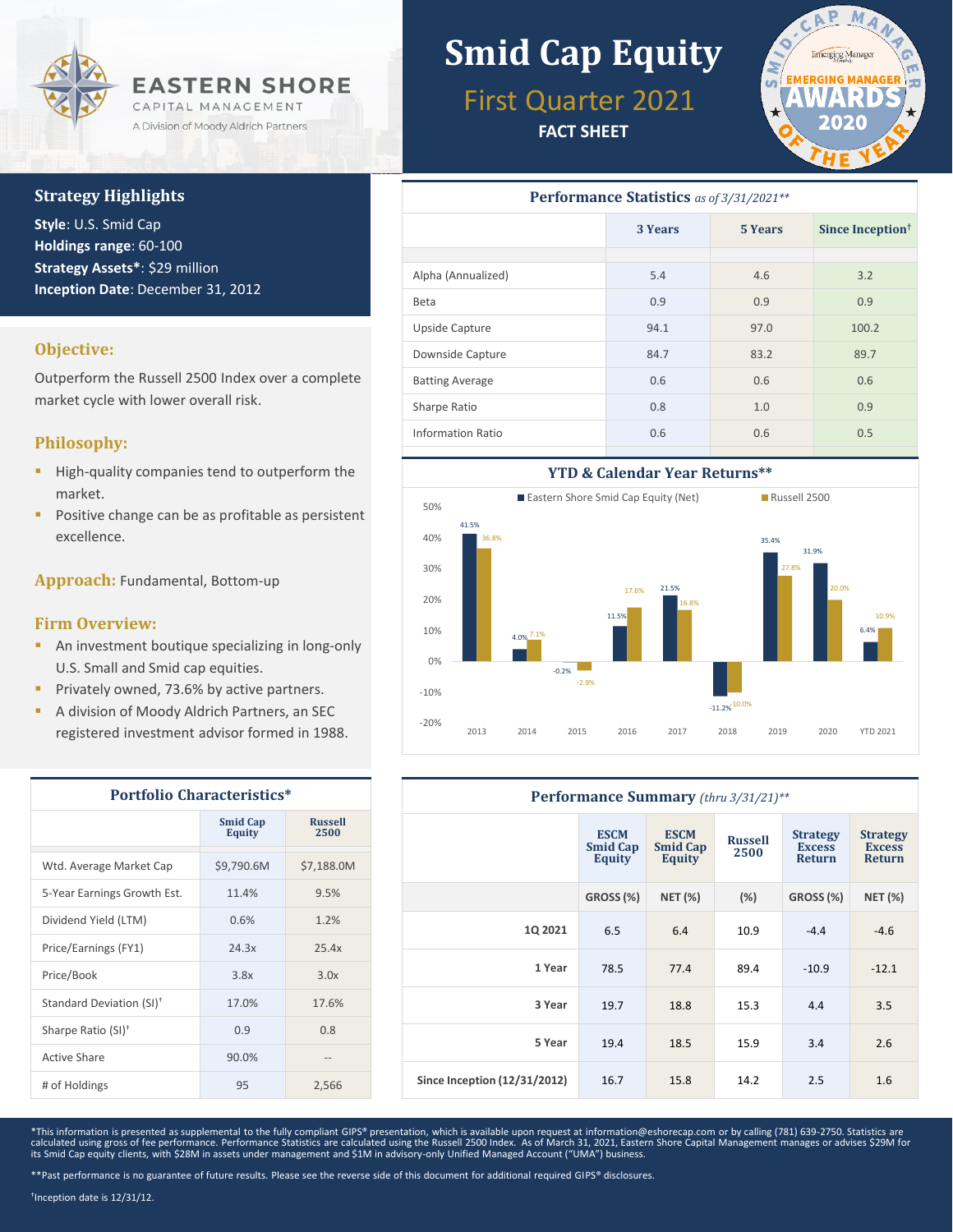# EASTERN SHORE CAPITAL MANAGEMENT

A Division of Moody Aldrich Partners

# Smid Cap Equity

## First Quarter 2021

**FACT SHEET**

SMID-CAP MANAGER EMERGING MANAGER AWARDS 2020 OF THE YEAR

## Strategy Highlights

**Style**: U.S. Smid Cap
**Holdings range**: 60-100
**Strategy Assets***: $29 million
**Inception Date**: December 31, 2012

## Objective:

Outperform the Russell 2500 Index over a complete market cycle with lower overall risk.

## Philosophy:

- High-quality companies tend to outperform the market.
- Positive change can be as profitable as persistent excellence.

**Approach:** Fundamental, Bottom-up

## Firm Overview:

- An investment boutique specializing in long-only U.S. Small and Smid cap equities.
- Privately owned, 73.6% by active partners.
- A division of Moody Aldrich Partners, an SEC registered investment advisor formed in 1988.

## Performance Statistics *as of 3/31/2021***

| | 3 Years | 5 Years | Since Inception† |
|---|---|---|---|
| Alpha (Annualized) | 5.4 | 4.6 | 3.2 |
| Beta | 0.9 | 0.9 | 0.9 |
| Upside Capture | 94.1 | 97.0 | 100.2 |
| Downside Capture | 84.7 | 83.2 | 89.7 |
| Batting Average | 0.6 | 0.6 | 0.6 |
| Sharpe Ratio | 0.8 | 1.0 | 0.9 |
| Information Ratio | 0.6 | 0.6 | 0.5 |

## YTD & Calendar Year Returns**

Eastern Shore Smid Cap Equity (Net)
Russell 2500

50%
40%
30%
20%
10%
0%
-10%
-20%

2013: 41.5% 36.8%
2014: 4.0% 7.1%
2015: -0.2% -2.9%
2016: 11.5% 17.6%
2017: 21.5% 16.8%
2018: -11.2% -10.0%
2019: 35.4% 27.8%
2020: 31.9% 20.0%
YTD 2021: 6.4% 10.9%

## Portfolio Characteristics*

| | Smid Cap Equity | Russell 2500 |
|---|---|---|
| Wtd. Average Market Cap | $9,790.6M | $7,188.0M |
| 5-Year Earnings Growth Est. | 11.4% | 9.5% |
| Dividend Yield (LTM) | 0.6% | 1.2% |
| Price/Earnings (FY1) | 24.3x | 25.4x |
| Price/Book | 3.8x | 3.0x |
| Standard Deviation (SI)† | 17.0% | 17.6% |
| Sharpe Ratio (SI)† | 0.9 | 0.8 |
| Active Share | 90.0% | -- |
| # of Holdings | 95 | 2,566 |

## Performance Summary *(thru 3/31/21)***

| | ESCM Smid Cap Equity | ESCM Smid Cap Equity | Russell 2500 | Strategy Excess Return | Strategy Excess Return |
|---|---|---|---|---|---|
| | GROSS (%) | NET (%) | (%) | GROSS (%) | NET (%) |
| 1Q 2021 | 6.5 | 6.4 | 10.9 | -4.4 | -4.6 |
| 1 Year | 78.5 | 77.4 | 89.4 | -10.9 | -12.1 |
| 3 Year | 19.7 | 18.8 | 15.3 | 4.4 | 3.5 |
| 5 Year | 19.4 | 18.5 | 15.9 | 3.4 | 2.6 |
| Since Inception (12/31/2012) | 16.7 | 15.8 | 14.2 | 2.5 | 1.6 |

*This information is presented as supplemental to the fully compliant GIPS® presentation, which is available upon request at information@eshorecap.com or by calling (781) 639-2750. Statistics are calculated using gross of fee performance. Performance Statistics are calculated using the Russell 2500 Index. As of March 31, 2021, Eastern Shore Capital Management manages or advises $29M for its Smid Cap equity clients, with $28M in assets under management and $1M in advisory-only Unified Managed Account ("UMA") business.

**Past performance is no guarantee of future results. Please see the reverse side of this document for additional required GIPS® disclosures.

†Inception date is 12/31/12.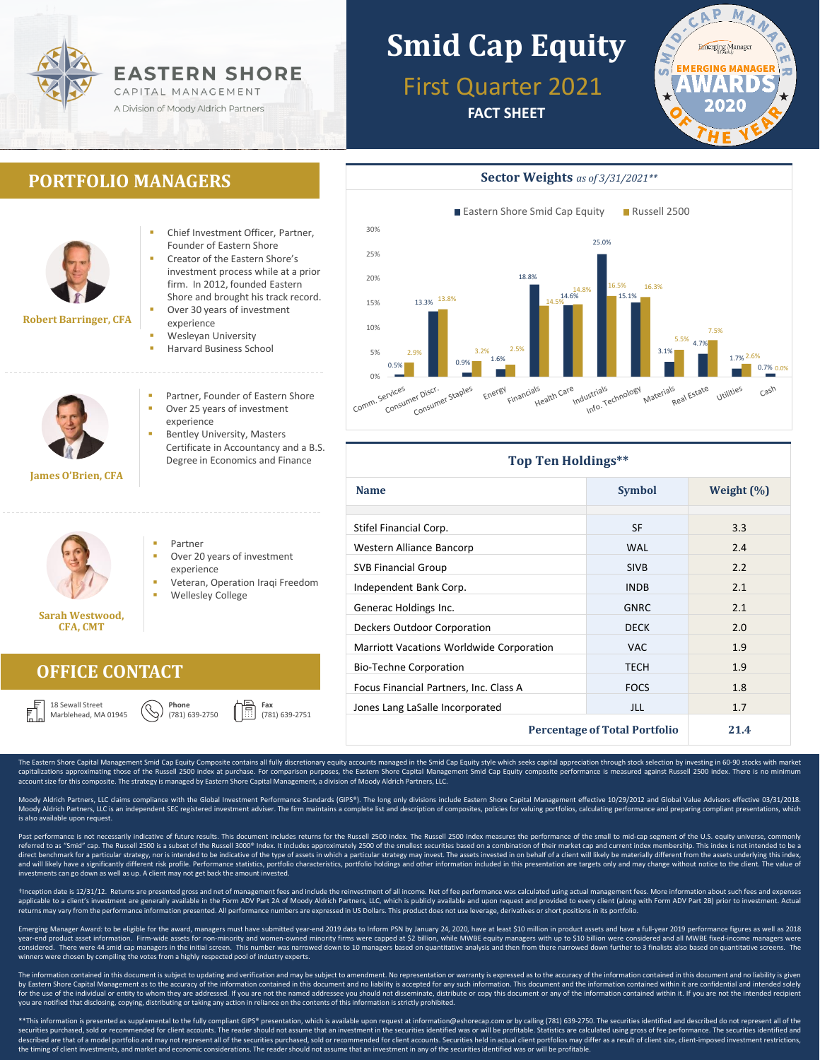EASTERN SHORE
CAPITAL MANAGEMENT
A Division of Moody Aldrich Partners

# Smid Cap Equity

## First Quarter 2021

**FACT SHEET**

SMID-CAP MANAGER EMERGING MANAGER AWARDS 2020 OF THE YEAR

## PORTFOLIO MANAGERS

**Robert Barringer, CFA**

- Chief Investment Officer, Partner, Founder of Eastern Shore
- Creator of the Eastern Shore's investment process while at a prior firm. In 2012, founded Eastern Shore and brought his track record.
- Over 30 years of investment experience
- Wesleyan University
- Harvard Business School

**James O'Brien, CFA**

- Partner, Founder of Eastern Shore
- Over 25 years of investment experience
- Bentley University, Masters Certificate in Accountancy and a B.S. Degree in Economics and Finance

**Sarah Westwood, CFA, CMT**

- Partner
- Over 20 years of investment experience
- Veteran, Operation Iraqi Freedom
- Wellesley College

## OFFICE CONTACT

18 Sewall Street
Marblehead, MA 01945

**Phone**
(781) 639-2750

**Fax**
(781) 639-2751

## Sector Weights *as of 3/31/2021***

Eastern Shore Smid Cap Equity
Russell 2500

30%
25%
20%
15%
10%
5%
0%

Comm. Services 0.5% 2.9%
Consumer Discr. 13.3% 13.8%
Consumer Staples 0.9% 3.2%
Energy 1.6% 2.5%
Financials 18.8% 14.5%
Health Care 14.6% 14.8%
Industrials 25.0% 16.5%
Info. Technology 15.1% 16.3%
Materials 3.1% 5.5%
Real Estate 4.7% 7.5%
Utilities 1.7% 2.6%
Cash 0.7% 0.0%

## Top Ten Holdings**

| Name | Symbol | Weight (%) |
|---|---|---|
| Stifel Financial Corp. | SF | 3.3 |
| Western Alliance Bancorp | WAL | 2.4 |
| SVB Financial Group | SIVB | 2.2 |
| Independent Bank Corp. | INDB | 2.1 |
| Generac Holdings Inc. | GNRC | 2.1 |
| Deckers Outdoor Corporation | DECK | 2.0 |
| Marriott Vacations Worldwide Corporation | VAC | 1.9 |
| Bio-Techne Corporation | TECH | 1.9 |
| Focus Financial Partners, Inc. Class A | FOCS | 1.8 |
| Jones Lang LaSalle Incorporated | JLL | 1.7 |
| **Percentage of Total Portfolio** | | **21.4** |

The Eastern Shore Capital Management Smid Cap Equity Composite contains all fully discretionary equity accounts managed in the Smid Cap Equity style which seeks capital appreciation through stock selection by investing in 60-90 stocks with market capitalizations approximating those of the Russell 2500 index at purchase. For comparison purposes, the Eastern Shore Capital Management Smid Cap Equity composite performance is measured against Russell 2500 index. There is no minimum account size for this composite. The strategy is managed by Eastern Shore Capital Management, a division of Moody Aldrich Partners, LLC.

Moody Aldrich Partners, LLC claims compliance with the Global Investment Performance Standards (GIPS®). The long only divisions include Eastern Shore Capital Management effective 10/29/2012 and Global Value Advisors effective 03/31/2018. Moody Aldrich Partners, LLC is an independent SEC registered investment adviser. The firm maintains a complete list and description of composites, policies for valuing portfolios, calculating performance and preparing compliant presentations, which is also available upon request.

Past performance is not necessarily indicative of future results. This document includes returns for the Russell 2500 index. The Russell 2500 Index measures the performance of the small to mid-cap segment of the U.S. equity universe, commonly referred to as "Smid" cap. The Russell 2500 is a subset of the Russell 3000® Index. It includes approximately 2500 of the smallest securities based on a combination of their market cap and current index membership. This index is not intended to be a direct benchmark for a particular strategy, nor is intended to be indicative of the type of assets in which a particular strategy may invest. The assets invested in on behalf of a client will likely be materially different from the assets underlying this index, and will likely have a significantly different risk profile. Performance statistics, portfolio characteristics, portfolio holdings and other information included in this presentation are targets only and may change without notice to the client. The value of investments can go down as well as up. A client may not get back the amount invested.

†Inception date is 12/31/12. Returns are presented gross and net of management fees and include the reinvestment of all income. Net of fee performance was calculated using actual management fees. More information about such fees and expenses applicable to a client's investment are generally available in the Form ADV Part 2A of Moody Aldrich Partners, LLC, which is publicly available and upon request and provided to every client (along with Form ADV Part 2B) prior to investment. Actual returns may vary from the performance information presented. All performance numbers are expressed in US Dollars. This product does not use leverage, derivatives or short positions in its portfolio.

Emerging Manager Award: to be eligible for the award, managers must have submitted year-end 2019 data to Inform PSN by January 24, 2020, have at least $10 million in product assets and have a full-year 2019 performance figures as well as 2018 year-end product asset information. Firm-wide assets for non-minority and women-owned minority firms were capped at $2 billion, while MWBE equity managers with up to $10 billion were considered and all MWBE fixed-income managers were considered. There were 44 smid cap managers in the initial screen. This number was narrowed down to 10 managers based on quantitative analysis and then from there narrowed down further to 3 finalists also based on quantitative screens. The winners were chosen by compiling the votes from a highly respected pool of industry experts.

The information contained in this document is subject to updating and verification and may be subject to amendment. No representation or warranty is expressed as to the accuracy of the information contained in this document and no liability is given by Eastern Shore Capital Management as to the accuracy of the information contained in this document and no liability is accepted for any such information. This document and the information contained within it are confidential and intended solely for the use of the individual or entity to whom they are addressed. If you are not the named addressee you should not disseminate, distribute or copy this document or any of the information contained within it. If you are not the intended recipient you are notified that disclosing, copying, distributing or taking any action in reliance on the contents of this information is strictly prohibited.

**This information is presented as supplemental to the fully compliant GIPS® presentation, which is available upon request at information@eshorecap.com or by calling (781) 639-2750. The securities identified and described do not represent all of the securities purchased, sold or recommended for client accounts. The reader should not assume that an investment in the securities identified was or will be profitable. Statistics are calculated using gross of fee performance. The securities identified and described are that of a model portfolio and may not represent all of the securities purchased, sold or recommended for client accounts. Securities held in actual client portfolios may differ as a result of client size, client-imposed investment restrictions, the timing of client investments, and market and economic considerations. The reader should not assume that an investment in any of the securities identified was or will be profitable.